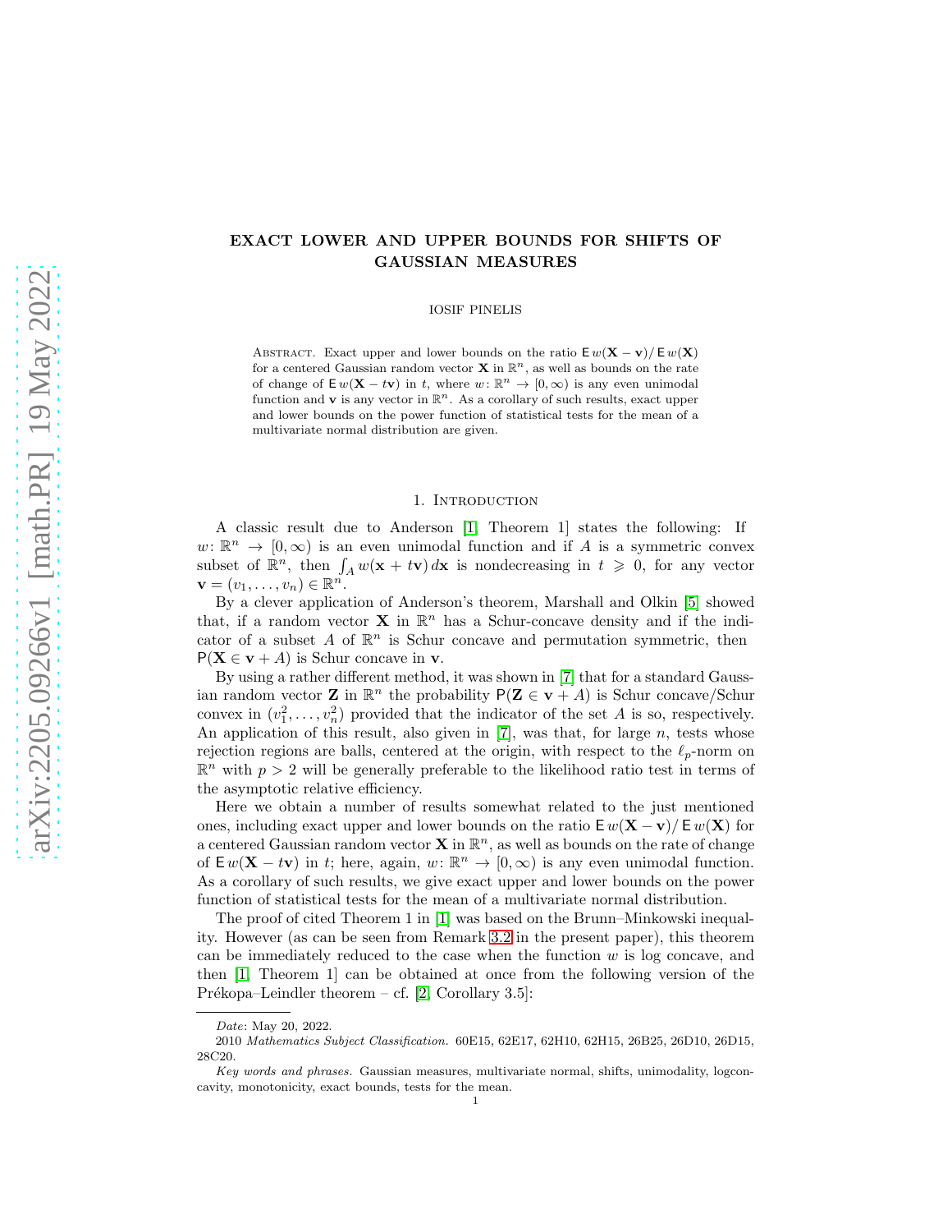# EXACT LOWER AND UPPER BOUNDS FOR SHIFTS OF GAUSSIAN MEASURES

IOSIF PINELIS

Abstract. Exact upper and lower bounds on the ratio $\mathsf{E}\, w(\mathbf{X}-\mathbf{v})/\,\mathsf{E}\, w(\mathbf{X})$ for a centered Gaussian random vector $\mathbf{X}$ in $\mathbb{R}^n$, as well as bounds on the rate of change of $\mathsf{E}\, w(\mathbf{X}-t\mathbf{v})$ in $t$, where $w\colon \mathbb{R}^n \to [0,\infty)$ is any even unimodal function and $\mathbf{v}$ is any vector in $\mathbb{R}^n$. As a corollary of such results, exact upper and lower bounds on the power function of statistical tests for the mean of a multivariate normal distribution are given.

## 1. Introduction

A classic result due to Anderson [1, Theorem 1] states the following: If $w\colon \mathbb{R}^n \to [0,\infty)$ is an even unimodal function and if $A$ is a symmetric convex subset of $\mathbb{R}^n$, then $\int_A w(\mathbf{x}+t\mathbf{v})\,d\mathbf{x}$ is nondecreasing in $t \geqslant 0$, for any vector $\mathbf{v}=(v_1,\dots,v_n)\in\mathbb{R}^n$.

By a clever application of Anderson's theorem, Marshall and Olkin [5] showed that, if a random vector $\mathbf{X}$ in $\mathbb{R}^n$ has a Schur-concave density and if the indicator of a subset $A$ of $\mathbb{R}^n$ is Schur concave and permutation symmetric, then $\mathsf{P}(\mathbf{X}\in\mathbf{v}+A)$ is Schur concave in $\mathbf{v}$.

By using a rather different method, it was shown in [7] that for a standard Gaussian random vector $\mathbf{Z}$ in $\mathbb{R}^n$ the probability $\mathsf{P}(\mathbf{Z}\in\mathbf{v}+A)$ is Schur concave/Schur convex in $(v_1^2,\dots,v_n^2)$ provided that the indicator of the set $A$ is so, respectively. An application of this result, also given in [7], was that, for large $n$, tests whose rejection regions are balls, centered at the origin, with respect to the $\ell_p$-norm on $\mathbb{R}^n$ with $p>2$ will be generally preferable to the likelihood ratio test in terms of the asymptotic relative efficiency.

Here we obtain a number of results somewhat related to the just mentioned ones, including exact upper and lower bounds on the ratio $\mathsf{E}\, w(\mathbf{X}-\mathbf{v})/\,\mathsf{E}\, w(\mathbf{X})$ for a centered Gaussian random vector $\mathbf{X}$ in $\mathbb{R}^n$, as well as bounds on the rate of change of $\mathsf{E}\, w(\mathbf{X}-t\mathbf{v})$ in $t$; here, again, $w\colon \mathbb{R}^n\to[0,\infty)$ is any even unimodal function. As a corollary of such results, we give exact upper and lower bounds on the power function of statistical tests for the mean of a multivariate normal distribution.

The proof of cited Theorem 1 in [1] was based on the Brunn–Minkowski inequality. However (as can be seen from Remark 3.2 in the present paper), this theorem can be immediately reduced to the case when the function $w$ is log concave, and then [1, Theorem 1] can be obtained at once from the following version of the Prékopa–Leindler theorem – cf. [2, Corollary 3.5]:

*Date*: May 20, 2022.

2010 *Mathematics Subject Classification.* 60E15, 62E17, 62H10, 62H15, 26B25, 26D10, 26D15, 28C20.

*Key words and phrases.* Gaussian measures, multivariate normal, shifts, unimodality, logconcavity, monotonicity, exact bounds, tests for the mean.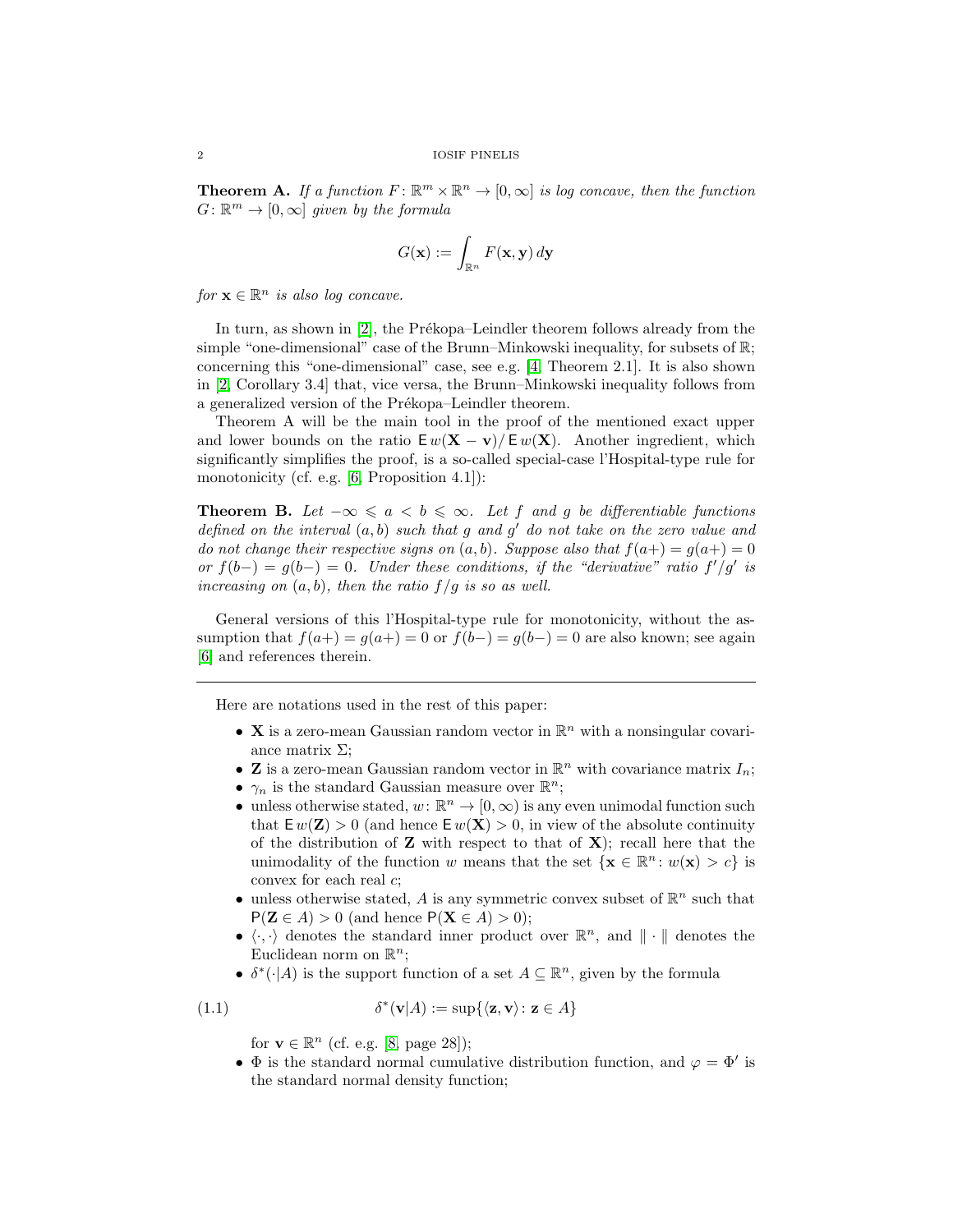**Theorem A.** *If a function $F\colon \mathbb{R}^m \times \mathbb{R}^n \to [0,\infty]$ is log concave, then the function $G\colon \mathbb{R}^m \to [0,\infty]$ given by the formula*

$$G(\mathbf{x}) := \int_{\mathbb{R}^n} F(\mathbf{x},\mathbf{y})\, d\mathbf{y}$$

*for $\mathbf{x} \in \mathbb{R}^n$ is also log concave.*

In turn, as shown in [2], the Prékopa–Leindler theorem follows already from the simple "one-dimensional" case of the Brunn–Minkowski inequality, for subsets of $\mathbb{R}$; concerning this "one-dimensional" case, see e.g. [4, Theorem 2.1]. It is also shown in [2, Corollary 3.4] that, vice versa, the Brunn–Minkowski inequality follows from a generalized version of the Prékopa–Leindler theorem.

Theorem A will be the main tool in the proof of the mentioned exact upper and lower bounds on the ratio $\mathsf{E}\, w(\mathbf{X}-\mathbf{v})/\, \mathsf{E}\, w(\mathbf{X})$. Another ingredient, which significantly simplifies the proof, is a so-called special-case l'Hospital-type rule for monotonicity (cf. e.g. [6, Proposition 4.1]):

**Theorem B.** *Let $-\infty \leqslant a < b \leqslant \infty$. Let $f$ and $g$ be differentiable functions defined on the interval $(a,b)$ such that $g$ and $g'$ do not take on the zero value and do not change their respective signs on $(a,b)$. Suppose also that $f(a+) = g(a+) = 0$ or $f(b-) = g(b-) = 0$. Under these conditions, if the "derivative" ratio $f'/g'$ is increasing on $(a,b)$, then the ratio $f/g$ is so as well.*

General versions of this l'Hospital-type rule for monotonicity, without the assumption that $f(a+) = g(a+) = 0$ or $f(b-) = g(b-) = 0$ are also known; see again [6] and references therein.

---

Here are notations used in the rest of this paper:

- $\mathbf{X}$ is a zero-mean Gaussian random vector in $\mathbb{R}^n$ with a nonsingular covariance matrix $\Sigma$;
- $\mathbf{Z}$ is a zero-mean Gaussian random vector in $\mathbb{R}^n$ with covariance matrix $I_n$;
- $\gamma_n$ is the standard Gaussian measure over $\mathbb{R}^n$;
- unless otherwise stated, $w\colon \mathbb{R}^n \to [0,\infty)$ is any even unimodal function such that $\mathsf{E}\, w(\mathbf{Z}) > 0$ (and hence $\mathsf{E}\, w(\mathbf{X}) > 0$, in view of the absolute continuity of the distribution of $\mathbf{Z}$ with respect to that of $\mathbf{X}$); recall here that the unimodality of the function $w$ means that the set $\{\mathbf{x} \in \mathbb{R}^n : w(\mathbf{x}) > c\}$ is convex for each real $c$;
- unless otherwise stated, $A$ is any symmetric convex subset of $\mathbb{R}^n$ such that $\mathsf{P}(\mathbf{Z} \in A) > 0$ (and hence $\mathsf{P}(\mathbf{X} \in A) > 0$);
- $\langle \cdot, \cdot \rangle$ denotes the standard inner product over $\mathbb{R}^n$, and $\|\cdot\|$ denotes the Euclidean norm on $\mathbb{R}^n$;
- $\delta^*(\cdot|A)$ is the support function of a set $A \subseteq \mathbb{R}^n$, given by the formula

$$\delta^*(\mathbf{v}|A) := \sup\{\langle \mathbf{z}, \mathbf{v} \rangle : \mathbf{z} \in A\} \tag{1.1}$$

  for $\mathbf{v} \in \mathbb{R}^n$ (cf. e.g. [8, page 28]);
- $\Phi$ is the standard normal cumulative distribution function, and $\varphi = \Phi'$ is the standard normal density function;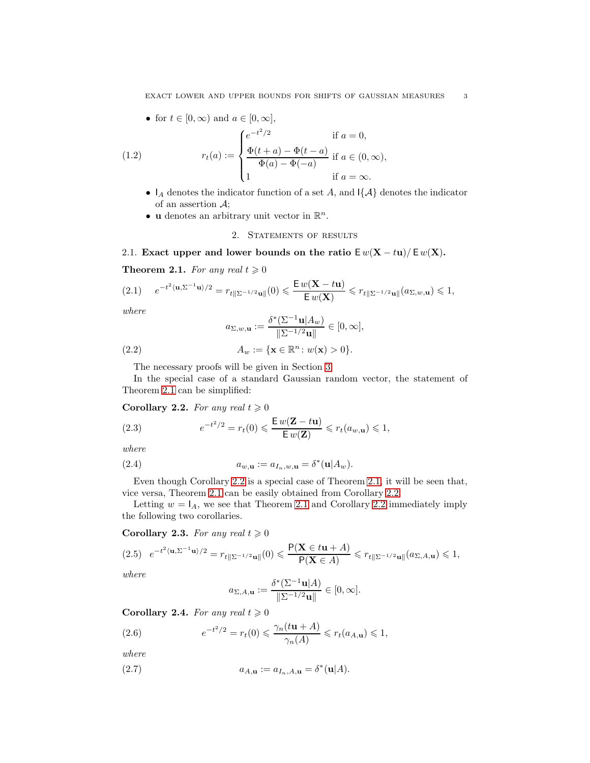- for $t \in [0,\infty)$ and $a \in [0,\infty]$,

$$
r_t(a) := \begin{cases} e^{-t^2/2} & \text{if } a = 0, \\ \dfrac{\Phi(t+a) - \Phi(t-a)}{\Phi(a) - \Phi(-a)} & \text{if } a \in (0,\infty), \\ 1 & \text{if } a = \infty. \end{cases} \tag{1.2}
$$

- $\mathsf{I}_A$ denotes the indicator function of a set $A$, and $\mathsf{I}\{\mathcal{A}\}$ denotes the indicator of an assertion $\mathcal{A}$;
- $\mathbf{u}$ denotes an arbitrary unit vector in $\mathbb{R}^n$.

## 2. Statements of results

### 2.1. Exact upper and lower bounds on the ratio $\mathsf{E}\, w(\mathbf{X} - t\mathbf{u}) / \mathsf{E}\, w(\mathbf{X})$.

**Theorem 2.1.** *For any real $t \geqslant 0$*

$$
e^{-t^2\langle \mathbf{u}, \Sigma^{-1}\mathbf{u}\rangle/2} = r_{t\|\Sigma^{-1/2}\mathbf{u}\|}(0) \leqslant \frac{\mathsf{E}\, w(\mathbf{X} - t\mathbf{u})}{\mathsf{E}\, w(\mathbf{X})} \leqslant r_{t\|\Sigma^{-1/2}\mathbf{u}\|}(a_{\Sigma,w,\mathbf{u}}) \leqslant 1, \tag{2.1}
$$

*where*

$$
a_{\Sigma,w,\mathbf{u}} := \frac{\delta^*(\Sigma^{-1}\mathbf{u}|A_w)}{\|\Sigma^{-1/2}\mathbf{u}\|} \in [0,\infty],
$$

$$
A_w := \{\mathbf{x} \in \mathbb{R}^n \colon w(\mathbf{x}) > 0\}. \tag{2.2}
$$

The necessary proofs will be given in Section 3.

In the special case of a standard Gaussian random vector, the statement of Theorem 2.1 can be simplified:

**Corollary 2.2.** *For any real $t \geqslant 0$*

$$
e^{-t^2/2} = r_t(0) \leqslant \frac{\mathsf{E}\, w(\mathbf{Z} - t\mathbf{u})}{\mathsf{E}\, w(\mathbf{Z})} \leqslant r_t(a_{w,\mathbf{u}}) \leqslant 1, \tag{2.3}
$$

*where*

$$
a_{w,\mathbf{u}} := a_{I_n,w,\mathbf{u}} = \delta^*(\mathbf{u}|A_w). \tag{2.4}
$$

Even though Corollary 2.2 is a special case of Theorem 2.1, it will be seen that, vice versa, Theorem 2.1 can be easily obtained from Corollary 2.2.

Letting $w = \mathsf{I}_A$, we see that Theorem 2.1 and Corollary 2.2 immediately imply the following two corollaries.

**Corollary 2.3.** *For any real $t \geqslant 0$*

$$
e^{-t^2\langle \mathbf{u}, \Sigma^{-1}\mathbf{u}\rangle/2} = r_{t\|\Sigma^{-1/2}\mathbf{u}\|}(0) \leqslant \frac{\mathsf{P}(\mathbf{X} \in t\mathbf{u} + A)}{\mathsf{P}(\mathbf{X} \in A)} \leqslant r_{t\|\Sigma^{-1/2}\mathbf{u}\|}(a_{\Sigma,A,\mathbf{u}}) \leqslant 1, \tag{2.5}
$$

*where*

$$
a_{\Sigma,A,\mathbf{u}} := \frac{\delta^*(\Sigma^{-1}\mathbf{u}|A)}{\|\Sigma^{-1/2}\mathbf{u}\|} \in [0,\infty].
$$

**Corollary 2.4.** *For any real $t \geqslant 0$*

$$
e^{-t^2/2} = r_t(0) \leqslant \frac{\gamma_n(t\mathbf{u} + A)}{\gamma_n(A)} \leqslant r_t(a_{A,\mathbf{u}}) \leqslant 1, \tag{2.6}
$$

*where*

$$
a_{A,\mathbf{u}} := a_{I_n,A,\mathbf{u}} = \delta^*(\mathbf{u}|A). \tag{2.7}
$$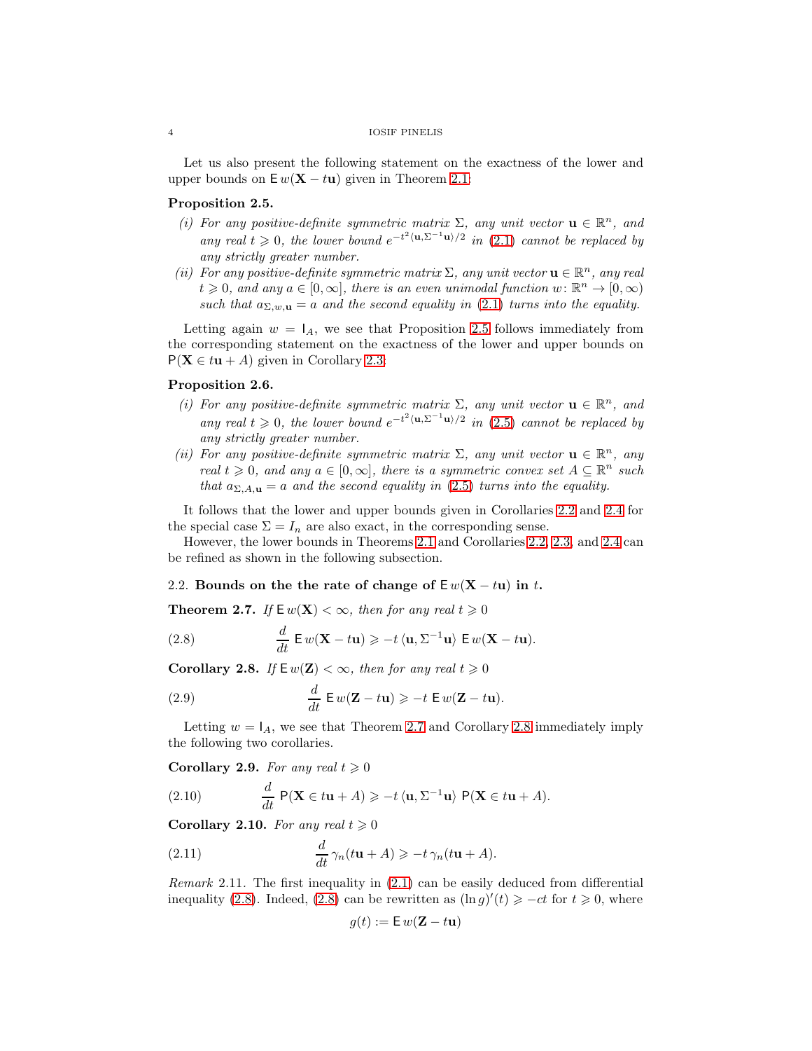Let us also present the following statement on the exactness of the lower and upper bounds on $\mathsf{E}\, w(\mathbf{X} - t\mathbf{u})$ given in Theorem 2.1:

**Proposition 2.5.**

*(i) For any positive-definite symmetric matrix $\Sigma$, any unit vector $\mathbf{u} \in \mathbb{R}^n$, and any real $t \geqslant 0$, the lower bound $e^{-t^2\langle \mathbf{u}, \Sigma^{-1}\mathbf{u}\rangle/2}$ in (2.1) cannot be replaced by any strictly greater number.*

*(ii) For any positive-definite symmetric matrix $\Sigma$, any unit vector $\mathbf{u} \in \mathbb{R}^n$, any real $t \geqslant 0$, and any $a \in [0, \infty]$, there is an even unimodal function $w \colon \mathbb{R}^n \to [0, \infty)$ such that $a_{\Sigma,w,\mathbf{u}} = a$ and the second equality in (2.1) turns into the equality.*

Letting again $w = \mathsf{I}_A$, we see that Proposition 2.5 follows immediately from the corresponding statement on the exactness of the lower and upper bounds on $\mathsf{P}(\mathbf{X} \in t\mathbf{u} + A)$ given in Corollary 2.3:

**Proposition 2.6.**

*(i) For any positive-definite symmetric matrix $\Sigma$, any unit vector $\mathbf{u} \in \mathbb{R}^n$, and any real $t \geqslant 0$, the lower bound $e^{-t^2\langle \mathbf{u}, \Sigma^{-1}\mathbf{u}\rangle/2}$ in (2.5) cannot be replaced by any strictly greater number.*

*(ii) For any positive-definite symmetric matrix $\Sigma$, any unit vector $\mathbf{u} \in \mathbb{R}^n$, any real $t \geqslant 0$, and any $a \in [0, \infty]$, there is a symmetric convex set $A \subseteq \mathbb{R}^n$ such that $a_{\Sigma,A,\mathbf{u}} = a$ and the second equality in (2.5) turns into the equality.*

It follows that the lower and upper bounds given in Corollaries 2.2 and 2.4 for the special case $\Sigma = I_n$ are also exact, in the corresponding sense.

However, the lower bounds in Theorems 2.1 and Corollaries 2.2, 2.3, and 2.4 can be refined as shown in the following subsection.

### 2.2. Bounds on the the rate of change of $\mathsf{E}\, w(\mathbf{X} - t\mathbf{u})$ in $t$.

**Theorem 2.7.** *If $\mathsf{E}\, w(\mathbf{X}) < \infty$, then for any real $t \geqslant 0$*

$$\frac{d}{dt}\,\mathsf{E}\, w(\mathbf{X} - t\mathbf{u}) \geqslant -t\,\langle \mathbf{u}, \Sigma^{-1}\mathbf{u}\rangle\;\mathsf{E}\, w(\mathbf{X} - t\mathbf{u}). \tag{2.8}$$

**Corollary 2.8.** *If $\mathsf{E}\, w(\mathbf{Z}) < \infty$, then for any real $t \geqslant 0$*

$$\frac{d}{dt}\,\mathsf{E}\, w(\mathbf{Z} - t\mathbf{u}) \geqslant -t\;\mathsf{E}\, w(\mathbf{Z} - t\mathbf{u}). \tag{2.9}$$

Letting $w = \mathsf{I}_A$, we see that Theorem 2.7 and Corollary 2.8 immediately imply the following two corollaries.

**Corollary 2.9.** *For any real $t \geqslant 0$*

$$\frac{d}{dt}\,\mathsf{P}(\mathbf{X} \in t\mathbf{u} + A) \geqslant -t\,\langle \mathbf{u}, \Sigma^{-1}\mathbf{u}\rangle\;\mathsf{P}(\mathbf{X} \in t\mathbf{u} + A). \tag{2.10}$$

**Corollary 2.10.** *For any real $t \geqslant 0$*

$$\frac{d}{dt}\,\gamma_n(t\mathbf{u} + A) \geqslant -t\,\gamma_n(t\mathbf{u} + A). \tag{2.11}$$

*Remark* 2.11. The first inequality in (2.1) can be easily deduced from differential inequality (2.8). Indeed, (2.8) can be rewritten as $(\ln g)'(t) \geqslant -ct$ for $t \geqslant 0$, where

$$g(t) := \mathsf{E}\, w(\mathbf{Z} - t\mathbf{u})$$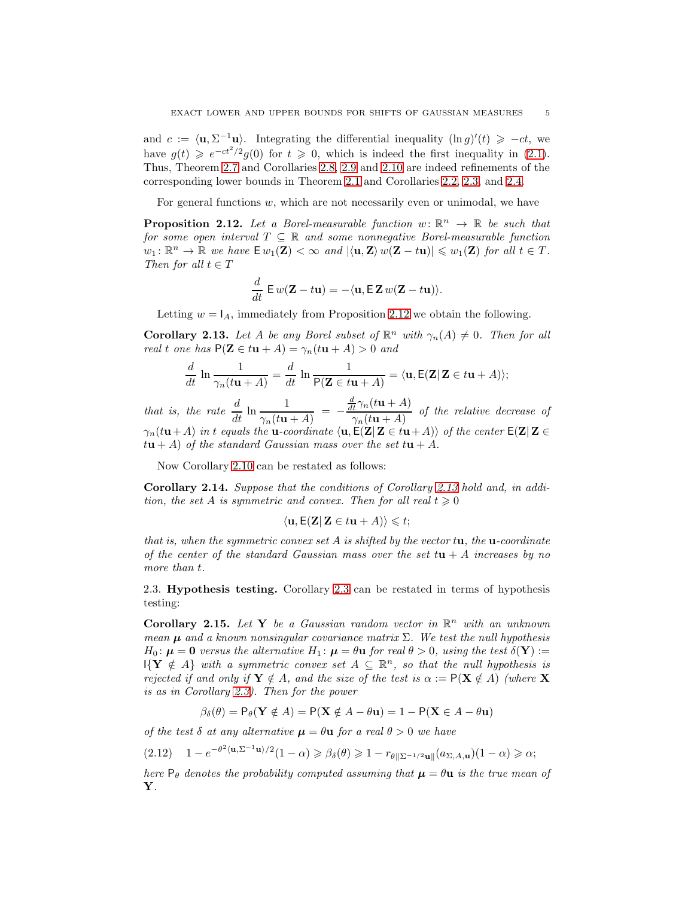and $c := \langle \mathbf{u}, \Sigma^{-1}\mathbf{u}\rangle$. Integrating the differential inequality $(\ln g)'(t) \geqslant -ct$, we have $g(t) \geqslant e^{-ct^2/2} g(0)$ for $t \geqslant 0$, which is indeed the first inequality in (2.1). Thus, Theorem 2.7 and Corollaries 2.8, 2.9 and 2.10 are indeed refinements of the corresponding lower bounds in Theorem 2.1 and Corollaries 2.2, 2.3, and 2.4.

For general functions $w$, which are not necessarily even or unimodal, we have

**Proposition 2.12.** *Let a Borel-measurable function $w\colon \mathbb{R}^n \to \mathbb{R}$ be such that for some open interval $T \subseteq \mathbb{R}$ and some nonnegative Borel-measurable function $w_1\colon \mathbb{R}^n \to \mathbb{R}$ we have $\mathsf{E}\, w_1(\mathbf{Z}) < \infty$ and $|\langle \mathbf{u}, \mathbf{Z}\rangle\, w(\mathbf{Z} - t\mathbf{u})| \leqslant w_1(\mathbf{Z})$ for all $t \in T$. Then for all $t \in T$*

$$\frac{d}{dt}\, \mathsf{E}\, w(\mathbf{Z} - t\mathbf{u}) = -\langle \mathbf{u}, \mathsf{E}\, \mathbf{Z}\, w(\mathbf{Z} - t\mathbf{u})\rangle.$$

Letting $w = \mathsf{I}_A$, immediately from Proposition 2.12 we obtain the following.

**Corollary 2.13.** *Let $A$ be any Borel subset of $\mathbb{R}^n$ with $\gamma_n(A) \neq 0$. Then for all real $t$ one has $\mathsf{P}(\mathbf{Z} \in t\mathbf{u} + A) = \gamma_n(t\mathbf{u} + A) > 0$ and*

$$\frac{d}{dt} \ln \frac{1}{\gamma_n(t\mathbf{u} + A)} = \frac{d}{dt} \ln \frac{1}{\mathsf{P}(\mathbf{Z} \in t\mathbf{u} + A)} = \langle \mathbf{u}, \mathsf{E}(\mathbf{Z}|\, \mathbf{Z} \in t\mathbf{u} + A)\rangle;$$

*that is, the rate $\dfrac{d}{dt} \ln \dfrac{1}{\gamma_n(t\mathbf{u} + A)} = -\dfrac{\frac{d}{dt}\gamma_n(t\mathbf{u} + A)}{\gamma_n(t\mathbf{u} + A)}$ of the relative decrease of $\gamma_n(t\mathbf{u} + A)$ in $t$ equals the $\mathbf{u}$-coordinate $\langle \mathbf{u}, \mathsf{E}(\mathbf{Z}|\, \mathbf{Z} \in t\mathbf{u} + A)\rangle$ of the center $\mathsf{E}(\mathbf{Z}|\, \mathbf{Z} \in t\mathbf{u} + A)$ of the standard Gaussian mass over the set $t\mathbf{u} + A$.*

Now Corollary 2.10 can be restated as follows:

**Corollary 2.14.** *Suppose that the conditions of Corollary 2.13 hold and, in addition, the set $A$ is symmetric and convex. Then for all real $t \geqslant 0$*

$$\langle \mathbf{u}, \mathsf{E}(\mathbf{Z}|\, \mathbf{Z} \in t\mathbf{u} + A)\rangle \leqslant t;$$

*that is, when the symmetric convex set $A$ is shifted by the vector $t\mathbf{u}$, the $\mathbf{u}$-coordinate of the center of the standard Gaussian mass over the set $t\mathbf{u} + A$ increases by no more than $t$.*

2.3. **Hypothesis testing.** Corollary 2.3 can be restated in terms of hypothesis testing:

**Corollary 2.15.** *Let $\mathbf{Y}$ be a Gaussian random vector in $\mathbb{R}^n$ with an unknown mean $\boldsymbol{\mu}$ and a known nonsingular covariance matrix $\Sigma$. We test the null hypothesis $H_0\colon \boldsymbol{\mu} = \mathbf{0}$ versus the alternative $H_1\colon \boldsymbol{\mu} = \theta\mathbf{u}$ for real $\theta > 0$, using the test $\delta(\mathbf{Y}) := \mathsf{I}\{\mathbf{Y} \notin A\}$ with a symmetric convex set $A \subseteq \mathbb{R}^n$, so that the null hypothesis is rejected if and only if $\mathbf{Y} \notin A$, and the size of the test is $\alpha := \mathsf{P}(\mathbf{X} \notin A)$ (where $\mathbf{X}$ is as in Corollary 2.3). Then for the power*

$$\beta_\delta(\theta) = \mathsf{P}_\theta(\mathbf{Y} \notin A) = \mathsf{P}(\mathbf{X} \notin A - \theta\mathbf{u}) = 1 - \mathsf{P}(\mathbf{X} \in A - \theta\mathbf{u})$$

*of the test $\delta$ at any alternative $\boldsymbol{\mu} = \theta\mathbf{u}$ for a real $\theta > 0$ we have*

$$1 - e^{-\theta^2\langle \mathbf{u}, \Sigma^{-1}\mathbf{u}\rangle/2}(1 - \alpha) \geqslant \beta_\delta(\theta) \geqslant 1 - r_{\theta\|\Sigma^{-1/2}\mathbf{u}\|}(a_{\Sigma,A,\mathbf{u}})(1 - \alpha) \geqslant \alpha; \tag{2.12}$$

*here $\mathsf{P}_\theta$ denotes the probability computed assuming that $\boldsymbol{\mu} = \theta\mathbf{u}$ is the true mean of $\mathbf{Y}$.*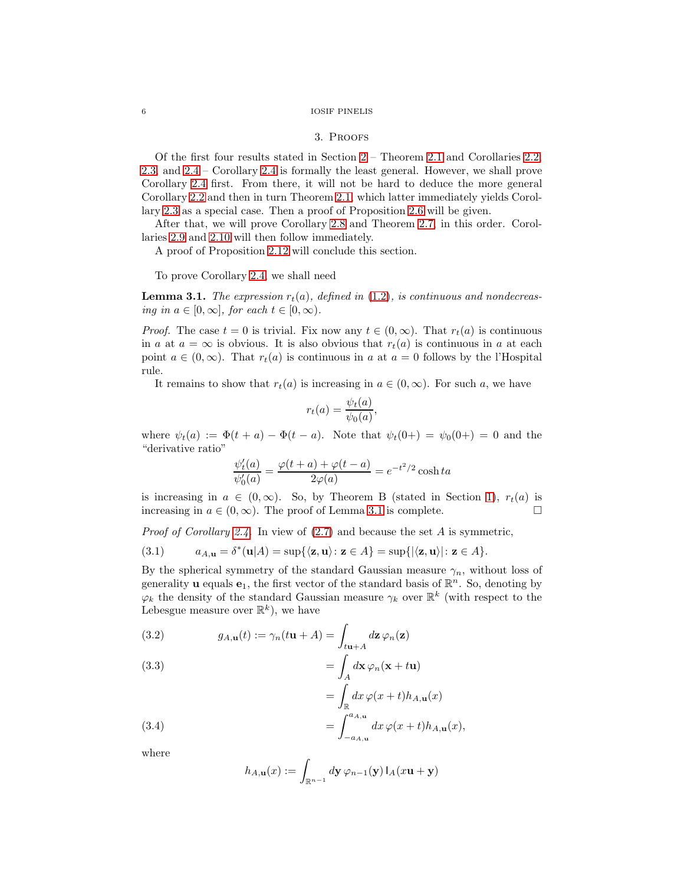## 3. Proofs

Of the first four results stated in Section 2 – Theorem 2.1 and Corollaries 2.2, 2.3, and 2.4 – Corollary 2.4 is formally the least general. However, we shall prove Corollary 2.4 first. From there, it will not be hard to deduce the more general Corollary 2.2 and then in turn Theorem 2.1, which latter immediately yields Corollary 2.3 as a special case. Then a proof of Proposition 2.6 will be given.

After that, we will prove Corollary 2.8 and Theorem 2.7, in this order. Corollaries 2.9 and 2.10 will then follow immediately.

A proof of Proposition 2.12 will conclude this section.

To prove Corollary 2.4, we shall need

**Lemma 3.1.** *The expression $r_t(a)$, defined in (1.2), is continuous and nondecreasing in $a \in [0, \infty]$, for each $t \in [0, \infty)$.*

*Proof.* The case $t = 0$ is trivial. Fix now any $t \in (0, \infty)$. That $r_t(a)$ is continuous in $a$ at $a = \infty$ is obvious. It is also obvious that $r_t(a)$ is continuous in $a$ at each point $a \in (0, \infty)$. That $r_t(a)$ is continuous in $a$ at $a = 0$ follows by the l'Hospital rule.

It remains to show that $r_t(a)$ is increasing in $a \in (0, \infty)$. For such $a$, we have

$$r_t(a) = \frac{\psi_t(a)}{\psi_0(a)},$$

where $\psi_t(a) := \Phi(t + a) - \Phi(t - a)$. Note that $\psi_t(0+) = \psi_0(0+) = 0$ and the "derivative ratio"

$$\frac{\psi_t'(a)}{\psi_0'(a)} = \frac{\varphi(t + a) + \varphi(t - a)}{2\varphi(a)} = e^{-t^2/2} \cosh ta$$

is increasing in $a \in (0, \infty)$. So, by Theorem B (stated in Section 1), $r_t(a)$ is increasing in $a \in (0, \infty)$. The proof of Lemma 3.1 is complete. $\square$

*Proof of Corollary 2.4.* In view of (2.7) and because the set $A$ is symmetric,

$$a_{A,\mathbf{u}} = \delta^*(\mathbf{u}|A) = \sup\{\langle \mathbf{z}, \mathbf{u}\rangle \colon \mathbf{z} \in A\} = \sup\{|\langle \mathbf{z}, \mathbf{u}\rangle| \colon \mathbf{z} \in A\}. \tag{3.1}$$

By the spherical symmetry of the standard Gaussian measure $\gamma_n$, without loss of generality $\mathbf{u}$ equals $\mathbf{e}_1$, the first vector of the standard basis of $\mathbb{R}^n$. So, denoting by $\varphi_k$ the density of the standard Gaussian measure $\gamma_k$ over $\mathbb{R}^k$ (with respect to the Lebesgue measure over $\mathbb{R}^k$), we have

$$g_{A,\mathbf{u}}(t) := \gamma_n(t\mathbf{u} + A) = \int_{t\mathbf{u}+A} d\mathbf{z}\, \varphi_n(\mathbf{z}) \tag{3.2}$$

$$= \int_A d\mathbf{x}\, \varphi_n(\mathbf{x} + t\mathbf{u}) \tag{3.3}$$

$$= \int_{\mathbb{R}} dx\, \varphi(x + t) h_{A,\mathbf{u}}(x)$$

$$= \int_{-a_{A,\mathbf{u}}}^{a_{A,\mathbf{u}}} dx\, \varphi(x + t) h_{A,\mathbf{u}}(x), \tag{3.4}$$

where

$$h_{A,\mathbf{u}}(x) := \int_{\mathbb{R}^{n-1}} d\mathbf{y}\, \varphi_{n-1}(\mathbf{y})\, \mathsf{I}_A(x\mathbf{u} + \mathbf{y})$$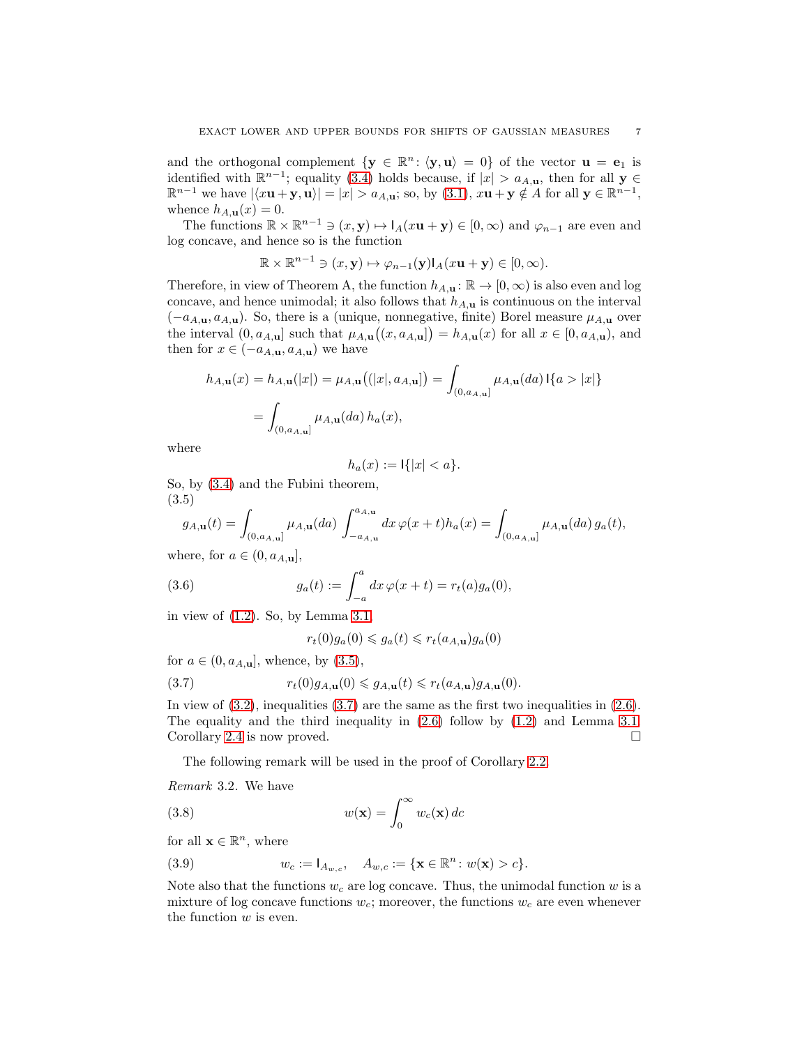and the orthogonal complement $\{\mathbf{y} \in \mathbb{R}^n \colon \langle \mathbf{y}, \mathbf{u}\rangle = 0\}$ of the vector $\mathbf{u} = \mathbf{e}_1$ is identified with $\mathbb{R}^{n-1}$; equality (3.4) holds because, if $|x| > a_{A,\mathbf{u}}$, then for all $\mathbf{y} \in \mathbb{R}^{n-1}$ we have $|\langle x\mathbf{u} + \mathbf{y}, \mathbf{u}\rangle| = |x| > a_{A,\mathbf{u}}$; so, by (3.1), $x\mathbf{u} + \mathbf{y} \notin A$ for all $\mathbf{y} \in \mathbb{R}^{n-1}$, whence $h_{A,\mathbf{u}}(x) = 0$.

The functions $\mathbb{R} \times \mathbb{R}^{n-1} \ni (x, \mathbf{y}) \mapsto \mathsf{I}_A(x\mathbf{u} + \mathbf{y}) \in [0, \infty)$ and $\varphi_{n-1}$ are even and log concave, and hence so is the function

$$\mathbb{R} \times \mathbb{R}^{n-1} \ni (x, \mathbf{y}) \mapsto \varphi_{n-1}(\mathbf{y})\mathsf{I}_A(x\mathbf{u} + \mathbf{y}) \in [0, \infty).$$

Therefore, in view of Theorem A, the function $h_{A,\mathbf{u}} \colon \mathbb{R} \to [0, \infty)$ is also even and log concave, and hence unimodal; it also follows that $h_{A,\mathbf{u}}$ is continuous on the interval $(-a_{A,\mathbf{u}}, a_{A,\mathbf{u}})$. So, there is a (unique, nonnegative, finite) Borel measure $\mu_{A,\mathbf{u}}$ over the interval $(0, a_{A,\mathbf{u}}]$ such that $\mu_{A,\mathbf{u}}\big((x, a_{A,\mathbf{u}}]\big) = h_{A,\mathbf{u}}(x)$ for all $x \in [0, a_{A,\mathbf{u}})$, and then for $x \in (-a_{A,\mathbf{u}}, a_{A,\mathbf{u}})$ we have

$$\begin{aligned} h_{A,\mathbf{u}}(x) = h_{A,\mathbf{u}}(|x|) = \mu_{A,\mathbf{u}}\big((|x|, a_{A,\mathbf{u}}]\big) &= \int_{(0,a_{A,\mathbf{u}}]} \mu_{A,\mathbf{u}}(da)\, \mathsf{I}\{a > |x|\} \\ &= \int_{(0,a_{A,\mathbf{u}}]} \mu_{A,\mathbf{u}}(da)\, h_a(x), \end{aligned}$$

where

$$h_a(x) := \mathsf{I}\{|x| < a\}.$$

So, by (3.4) and the Fubini theorem,

$$g_{A,\mathbf{u}}(t) = \int_{(0,a_{A,\mathbf{u}}]} \mu_{A,\mathbf{u}}(da) \int_{-a_{A,\mathbf{u}}}^{a_{A,\mathbf{u}}} dx\, \varphi(x + t) h_a(x) = \int_{(0,a_{A,\mathbf{u}}]} \mu_{A,\mathbf{u}}(da)\, g_a(t), \tag{3.5}$$

where, for $a \in (0, a_{A,\mathbf{u}}]$,

$$g_a(t) := \int_{-a}^{a} dx\, \varphi(x + t) = r_t(a) g_a(0), \tag{3.6}$$

in view of (1.2). So, by Lemma 3.1,

$$r_t(0) g_a(0) \leqslant g_a(t) \leqslant r_t(a_{A,\mathbf{u}}) g_a(0)$$

for $a \in (0, a_{A,\mathbf{u}}]$, whence, by (3.5),

$$r_t(0) g_{A,\mathbf{u}}(0) \leqslant g_{A,\mathbf{u}}(t) \leqslant r_t(a_{A,\mathbf{u}}) g_{A,\mathbf{u}}(0). \tag{3.7}$$

In view of (3.2), inequalities (3.7) are the same as the first two inequalities in (2.6). The equality and the third inequality in (2.6) follow by (1.2) and Lemma 3.1. Corollary 2.4 is now proved. $\square$

The following remark will be used in the proof of Corollary 2.2.

*Remark* 3.2. We have

$$w(\mathbf{x}) = \int_0^\infty w_c(\mathbf{x})\, dc \tag{3.8}$$

for all $\mathbf{x} \in \mathbb{R}^n$, where

$$w_c := \mathsf{I}_{A_{w,c}}, \quad A_{w,c} := \{\mathbf{x} \in \mathbb{R}^n \colon w(\mathbf{x}) > c\}. \tag{3.9}$$

Note also that the functions $w_c$ are log concave. Thus, the unimodal function $w$ is a mixture of log concave functions $w_c$; moreover, the functions $w_c$ are even whenever the function $w$ is even.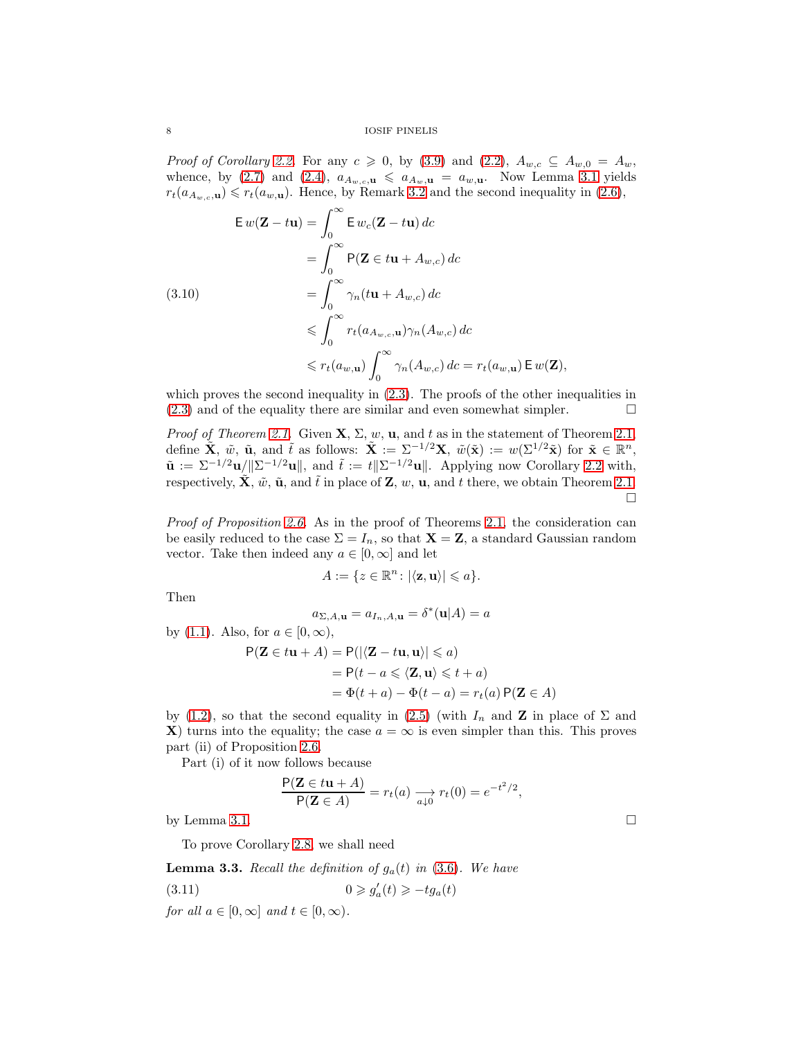*Proof of Corollary 2.2.* For any $c \geqslant 0$, by (3.9) and (2.2), $A_{w,c} \subseteq A_{w,0} = A_w$, whence, by (2.7) and (2.4), $a_{A_{w,c},\mathbf{u}} \leqslant a_{A_w,\mathbf{u}} = a_{w,\mathbf{u}}$. Now Lemma 3.1 yields $r_t(a_{A_{w,c},\mathbf{u}}) \leqslant r_t(a_{w,\mathbf{u}})$. Hence, by Remark 3.2 and the second inequality in (2.6),

$$
\begin{aligned}
\mathsf{E}\, w(\mathbf{Z} - t\mathbf{u}) &= \int_0^\infty \mathsf{E}\, w_c(\mathbf{Z} - t\mathbf{u})\, dc \\
&= \int_0^\infty \mathsf{P}(\mathbf{Z} \in t\mathbf{u} + A_{w,c})\, dc \\
&= \int_0^\infty \gamma_n(t\mathbf{u} + A_{w,c})\, dc \\
&\leqslant \int_0^\infty r_t(a_{A_{w,c},\mathbf{u}})\gamma_n(A_{w,c})\, dc \\
&\leqslant r_t(a_{w,\mathbf{u}}) \int_0^\infty \gamma_n(A_{w,c})\, dc = r_t(a_{w,\mathbf{u}})\, \mathsf{E}\, w(\mathbf{Z}),
\end{aligned}
\tag{3.10}
$$

which proves the second inequality in (2.3). The proofs of the other inequalities in (2.3) and of the equality there are similar and even somewhat simpler. □

*Proof of Theorem 2.1.* Given $\mathbf{X}$, $\Sigma$, $w$, $\mathbf{u}$, and $t$ as in the statement of Theorem 2.1, define $\tilde{\mathbf{X}}$, $\tilde{w}$, $\tilde{\mathbf{u}}$, and $\tilde{t}$ as follows: $\tilde{\mathbf{X}} := \Sigma^{-1/2}\mathbf{X}$, $\tilde{w}(\tilde{\mathbf{x}}) := w(\Sigma^{1/2}\tilde{\mathbf{x}})$ for $\tilde{\mathbf{x}} \in \mathbb{R}^n$, $\tilde{\mathbf{u}} := \Sigma^{-1/2}\mathbf{u}/\|\Sigma^{-1/2}\mathbf{u}\|$, and $\tilde{t} := t\|\Sigma^{-1/2}\mathbf{u}\|$. Applying now Corollary 2.2 with, respectively, $\tilde{\mathbf{X}}$, $\tilde{w}$, $\tilde{\mathbf{u}}$, and $\tilde{t}$ in place of $\mathbf{Z}$, $w$, $\mathbf{u}$, and $t$ there, we obtain Theorem 2.1. □

*Proof of Proposition 2.6.* As in the proof of Theorems 2.1, the consideration can be easily reduced to the case $\Sigma = I_n$, so that $\mathbf{X} = \mathbf{Z}$, a standard Gaussian random vector. Take then indeed any $a \in [0, \infty]$ and let

$$A := \{z \in \mathbb{R}^n \colon |\langle \mathbf{z}, \mathbf{u}\rangle| \leqslant a\}.$$

Then

$$a_{\Sigma,A,\mathbf{u}} = a_{I_n,A,\mathbf{u}} = \delta^*(\mathbf{u}|A) = a$$

by (1.1). Also, for $a \in [0, \infty)$,

$$
\begin{aligned}
\mathsf{P}(\mathbf{Z} \in t\mathbf{u} + A) &= \mathsf{P}(|\langle \mathbf{Z} - t\mathbf{u}, \mathbf{u}\rangle| \leqslant a) \\
&= \mathsf{P}(t - a \leqslant \langle \mathbf{Z}, \mathbf{u}\rangle \leqslant t + a) \\
&= \Phi(t + a) - \Phi(t - a) = r_t(a)\, \mathsf{P}(\mathbf{Z} \in A)
\end{aligned}
$$

by (1.2), so that the second equality in (2.5) (with $I_n$ and $\mathbf{Z}$ in place of $\Sigma$ and $\mathbf{X}$) turns into the equality; the case $a = \infty$ is even simpler than this. This proves part (ii) of Proposition 2.6.

Part (i) of it now follows because

$$\frac{\mathsf{P}(\mathbf{Z} \in t\mathbf{u} + A)}{\mathsf{P}(\mathbf{Z} \in A)} = r_t(a) \underset{a \downarrow 0}{\longrightarrow} r_t(0) = e^{-t^2/2},$$

by Lemma 3.1. □

To prove Corollary 2.8, we shall need

**Lemma 3.3.** *Recall the definition of $g_a(t)$ in (3.6). We have*

$$0 \geqslant g_a'(t) \geqslant -t g_a(t) \tag{3.11}$$

*for all $a \in [0, \infty]$ and $t \in [0, \infty)$.*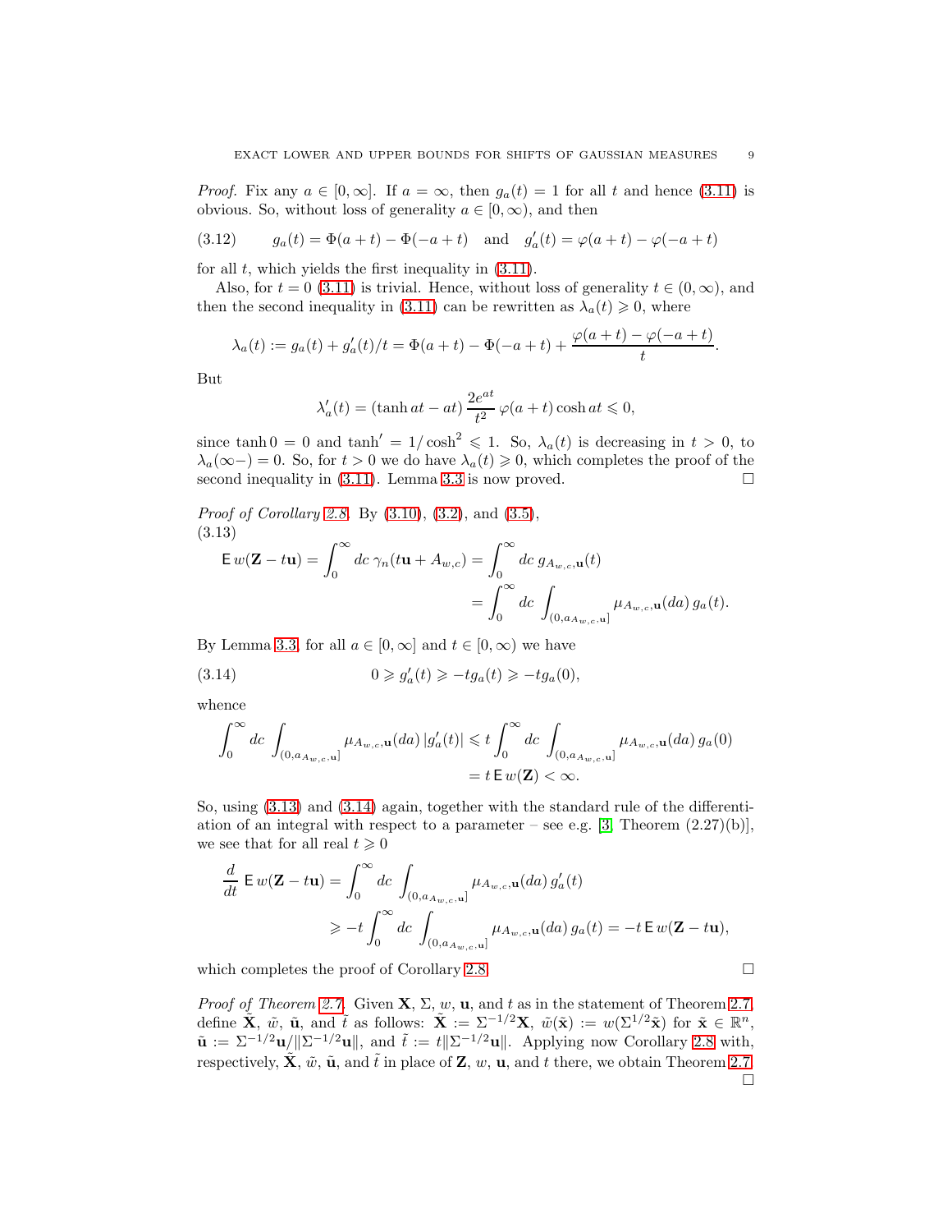*Proof.* Fix any $a \in [0, \infty]$. If $a = \infty$, then $g_a(t) = 1$ for all $t$ and hence (3.11) is obvious. So, without loss of generality $a \in [0, \infty)$, and then

$$g_a(t) = \Phi(a + t) - \Phi(-a + t) \quad \text{and} \quad g'_a(t) = \varphi(a + t) - \varphi(-a + t) \tag{3.12}$$

for all $t$, which yields the first inequality in (3.11).

Also, for $t = 0$ (3.11) is trivial. Hence, without loss of generality $t \in (0, \infty)$, and then the second inequality in (3.11) can be rewritten as $\lambda_a(t) \geqslant 0$, where

$$\lambda_a(t) := g_a(t) + g'_a(t)/t = \Phi(a + t) - \Phi(-a + t) + \frac{\varphi(a + t) - \varphi(-a + t)}{t}.$$

But

$$\lambda'_a(t) = (\tanh at - at) \, \frac{2e^{at}}{t^2} \, \varphi(a + t) \cosh at \leqslant 0,$$

since $\tanh 0 = 0$ and $\tanh' = 1/\cosh^2 \leqslant 1$. So, $\lambda_a(t)$ is decreasing in $t > 0$, to $\lambda_a(\infty-) = 0$. So, for $t > 0$ we do have $\lambda_a(t) \geqslant 0$, which completes the proof of the second inequality in (3.11). Lemma 3.3 is now proved. □

*Proof of Corollary 2.8.* By (3.10), (3.2), and (3.5),

$$\begin{aligned}
\mathsf{E}\, w(\mathbf{Z} - t\mathbf{u}) = \int_0^\infty dc\; \gamma_n(t\mathbf{u} + A_{w,c}) &= \int_0^\infty dc\; g_{A_{w,c},\mathbf{u}}(t) \\
&= \int_0^\infty dc \int_{(0, a_{A_{w,c},\mathbf{u}}]} \mu_{A_{w,c},\mathbf{u}}(da)\, g_a(t).
\end{aligned} \tag{3.13}$$

By Lemma 3.3, for all $a \in [0, \infty]$ and $t \in [0, \infty)$ we have

$$0 \geqslant g'_a(t) \geqslant -t g_a(t) \geqslant -t g_a(0), \tag{3.14}$$

whence

$$\begin{aligned}
\int_0^\infty dc \int_{(0, a_{A_{w,c},\mathbf{u}}]} \mu_{A_{w,c},\mathbf{u}}(da)\, |g'_a(t)| &\leqslant t \int_0^\infty dc \int_{(0, a_{A_{w,c},\mathbf{u}}]} \mu_{A_{w,c},\mathbf{u}}(da)\, g_a(0) \\
&= t\, \mathsf{E}\, w(\mathbf{Z}) < \infty.
\end{aligned}$$

So, using (3.13) and (3.14) again, together with the standard rule of the differentiation of an integral with respect to a parameter – see e.g. [3, Theorem (2.27)(b)], we see that for all real $t \geqslant 0$

$$\begin{aligned}
\frac{d}{dt}\, \mathsf{E}\, w(\mathbf{Z} - t\mathbf{u}) &= \int_0^\infty dc \int_{(0, a_{A_{w,c},\mathbf{u}}]} \mu_{A_{w,c},\mathbf{u}}(da)\, g'_a(t) \\
&\geqslant -t \int_0^\infty dc \int_{(0, a_{A_{w,c},\mathbf{u}}]} \mu_{A_{w,c},\mathbf{u}}(da)\, g_a(t) = -t\, \mathsf{E}\, w(\mathbf{Z} - t\mathbf{u}),
\end{aligned}$$

which completes the proof of Corollary 2.8. □

*Proof of Theorem 2.7.* Given $\mathbf{X}$, $\Sigma$, $w$, $\mathbf{u}$, and $t$ as in the statement of Theorem 2.7, define $\tilde{\mathbf{X}}$, $\tilde{w}$, $\tilde{\mathbf{u}}$, and $\tilde{t}$ as follows: $\tilde{\mathbf{X}} := \Sigma^{-1/2}\mathbf{X}$, $\tilde{w}(\tilde{\mathbf{x}}) := w(\Sigma^{1/2}\tilde{\mathbf{x}})$ for $\tilde{\mathbf{x}} \in \mathbb{R}^n$, $\tilde{\mathbf{u}} := \Sigma^{-1/2}\mathbf{u}/\|\Sigma^{-1/2}\mathbf{u}\|$, and $\tilde{t} := t\|\Sigma^{-1/2}\mathbf{u}\|$. Applying now Corollary 2.8 with, respectively, $\tilde{\mathbf{X}}$, $\tilde{w}$, $\tilde{\mathbf{u}}$, and $\tilde{t}$ in place of $\mathbf{Z}$, $w$, $\mathbf{u}$, and $t$ there, we obtain Theorem 2.7. □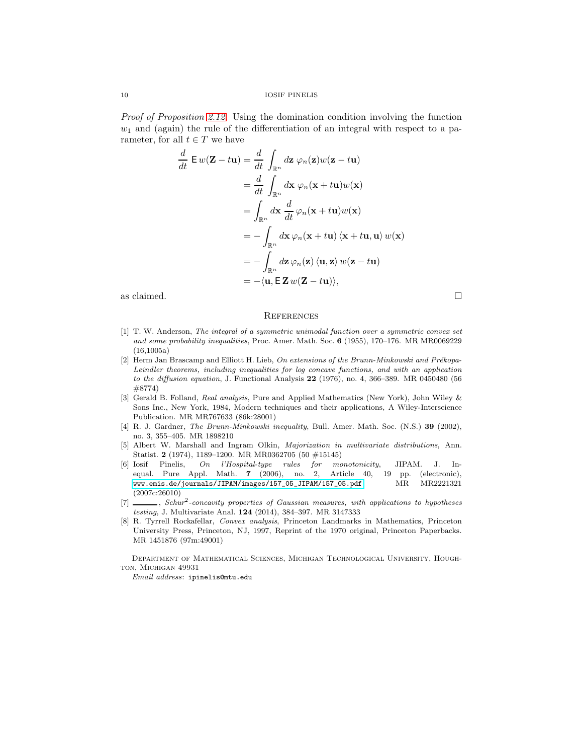*Proof of Proposition 2.12.* Using the domination condition involving the function $w_1$ and (again) the rule of the differentiation of an integral with respect to a parameter, for all $t \in T$ we have

$$
\begin{aligned}
\frac{d}{dt}\,\mathsf{E}\,w(\mathbf{Z}-t\mathbf{u}) &= \frac{d}{dt}\int_{\mathbb{R}^n} d\mathbf{z}\;\varphi_n(\mathbf{z})w(\mathbf{z}-t\mathbf{u}) \\
&= \frac{d}{dt}\int_{\mathbb{R}^n} d\mathbf{x}\;\varphi_n(\mathbf{x}+t\mathbf{u})w(\mathbf{x}) \\
&= \int_{\mathbb{R}^n} d\mathbf{x}\;\frac{d}{dt}\varphi_n(\mathbf{x}+t\mathbf{u})w(\mathbf{x}) \\
&= -\int_{\mathbb{R}^n} d\mathbf{x}\,\varphi_n(\mathbf{x}+t\mathbf{u})\,\langle \mathbf{x}+t\mathbf{u},\mathbf{u}\rangle\,w(\mathbf{x}) \\
&= -\int_{\mathbb{R}^n} d\mathbf{z}\,\varphi_n(\mathbf{z})\,\langle \mathbf{u},\mathbf{z}\rangle\,w(\mathbf{z}-t\mathbf{u}) \\
&= -\langle \mathbf{u},\mathsf{E}\,\mathbf{Z}\,w(\mathbf{Z}-t\mathbf{u})\rangle,
\end{aligned}
$$

as claimed. □

## References

[1] T. W. Anderson, *The integral of a symmetric unimodal function over a symmetric convex set and some probability inequalities*, Proc. Amer. Math. Soc. **6** (1955), 170–176. MR MR0069229 (16,1005a)

[2] Herm Jan Brascamp and Elliott H. Lieb, *On extensions of the Brunn-Minkowski and Prékopa-Leindler theorems, including inequalities for log concave functions, and with an application to the diffusion equation*, J. Functional Analysis **22** (1976), no. 4, 366–389. MR 0450480 (56 #8774)

[3] Gerald B. Folland, *Real analysis*, Pure and Applied Mathematics (New York), John Wiley & Sons Inc., New York, 1984, Modern techniques and their applications, A Wiley-Interscience Publication. MR MR767633 (86k:28001)

[4] R. J. Gardner, *The Brunn-Minkowski inequality*, Bull. Amer. Math. Soc. (N.S.) **39** (2002), no. 3, 355–405. MR 1898210

[5] Albert W. Marshall and Ingram Olkin, *Majorization in multivariate distributions*, Ann. Statist. **2** (1974), 1189–1200. MR MR0362705 (50 #15145)

[6] Iosif Pinelis, *On l'Hospital-type rules for monotonicity*, JIPAM. J. Inequal. Pure Appl. Math. **7** (2006), no. 2, Article 40, 19 pp. (electronic), `www.emis.de/journals/JIPAM/images/157_05_JIPAM/157_05.pdf` MR MR2221321 (2007c:26010)

[7] ______, *Schur$^2$-concavity properties of Gaussian measures, with applications to hypotheses testing*, J. Multivariate Anal. **124** (2014), 384–397. MR 3147333

[8] R. Tyrrell Rockafellar, *Convex analysis*, Princeton Landmarks in Mathematics, Princeton University Press, Princeton, NJ, 1997, Reprint of the 1970 original, Princeton Paperbacks. MR 1451876 (97m:49001)

Department of Mathematical Sciences, Michigan Technological University, Houghton, Michigan 49931

*Email address*: `ipinelis@mtu.edu`